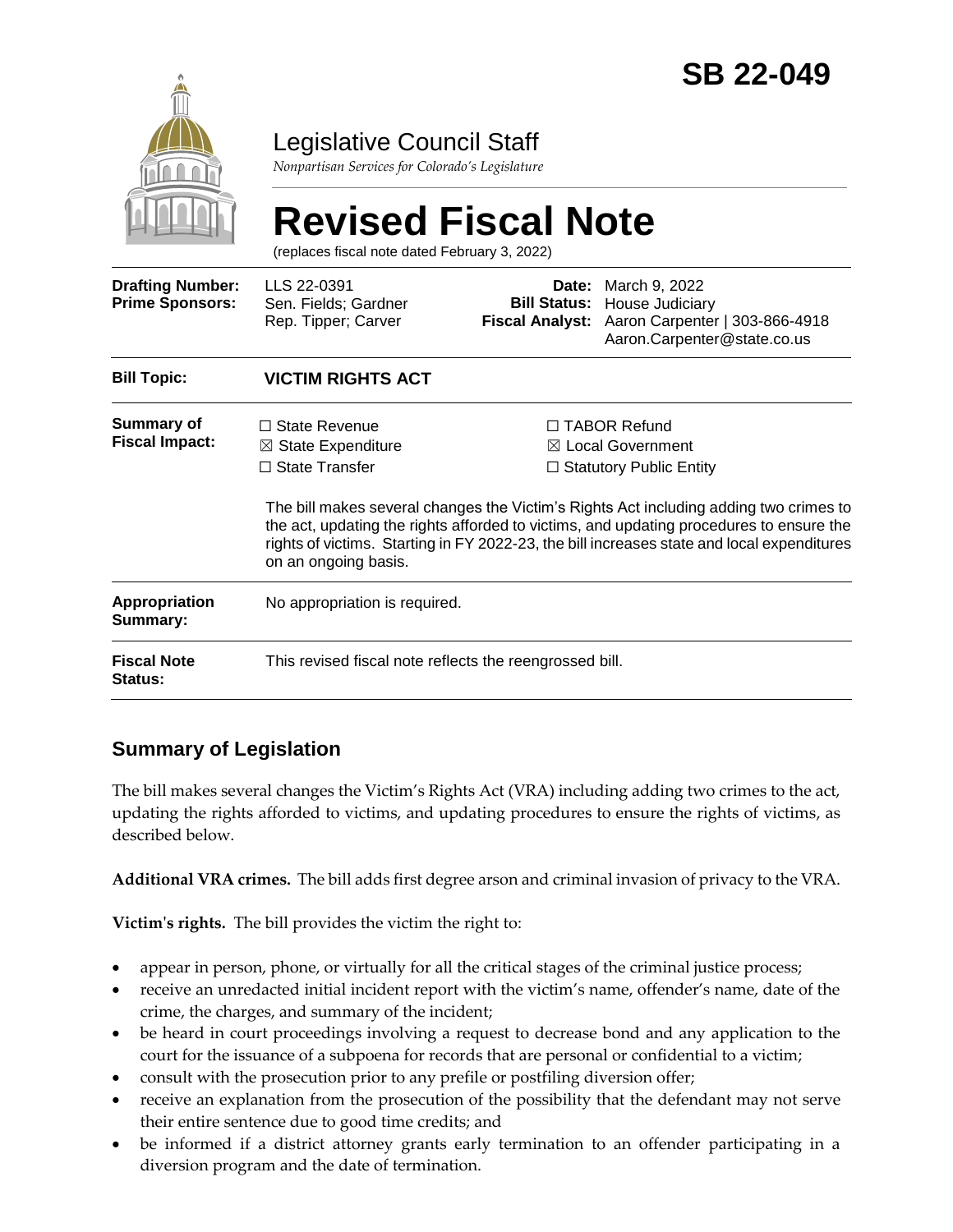# SB 22-049

## Legislative Council Staff

*Nonpartisan Services for Colorado's Legislature*

# Revised Fiscal Note

(replaces fiscal note dated February 3, 2022)

| | | | |
|---|---|---|---|
| **Drafting Number:** | LLS 22-0391 | **Date:** | March 9, 2022 |
| **Prime Sponsors:** | Sen. Fields; Gardner<br>Rep. Tipper; Carver | **Bill Status:** | House Judiciary |
| | | **Fiscal Analyst:** | Aaron Carpenter \| 303-866-4918<br>Aaron.Carpenter@state.co.us |

| | |
|---|---|
| **Bill Topic:** | **VICTIM RIGHTS ACT** |
| **Summary of Fiscal Impact:** | ☐ State Revenue ☒ State Expenditure ☐ State Transfer ☐ TABOR Refund ☒ Local Government ☐ Statutory Public Entity<br><br>The bill makes several changes the Victim's Rights Act including adding two crimes to the act, updating the rights afforded to victims, and updating procedures to ensure the rights of victims. Starting in FY 2022-23, the bill increases state and local expenditures on an ongoing basis. |
| **Appropriation Summary:** | No appropriation is required. |
| **Fiscal Note Status:** | This revised fiscal note reflects the reengrossed bill. |

## Summary of Legislation

The bill makes several changes the Victim's Rights Act (VRA) including adding two crimes to the act, updating the rights afforded to victims, and updating procedures to ensure the rights of victims, as described below.

**Additional VRA crimes.** The bill adds first degree arson and criminal invasion of privacy to the VRA.

**Victim's rights.** The bill provides the victim the right to:

- appear in person, phone, or virtually for all the critical stages of the criminal justice process;
- receive an unredacted initial incident report with the victim's name, offender's name, date of the crime, the charges, and summary of the incident;
- be heard in court proceedings involving a request to decrease bond and any application to the court for the issuance of a subpoena for records that are personal or confidential to a victim;
- consult with the prosecution prior to any prefile or postfiling diversion offer;
- receive an explanation from the prosecution of the possibility that the defendant may not serve their entire sentence due to good time credits; and
- be informed if a district attorney grants early termination to an offender participating in a diversion program and the date of termination.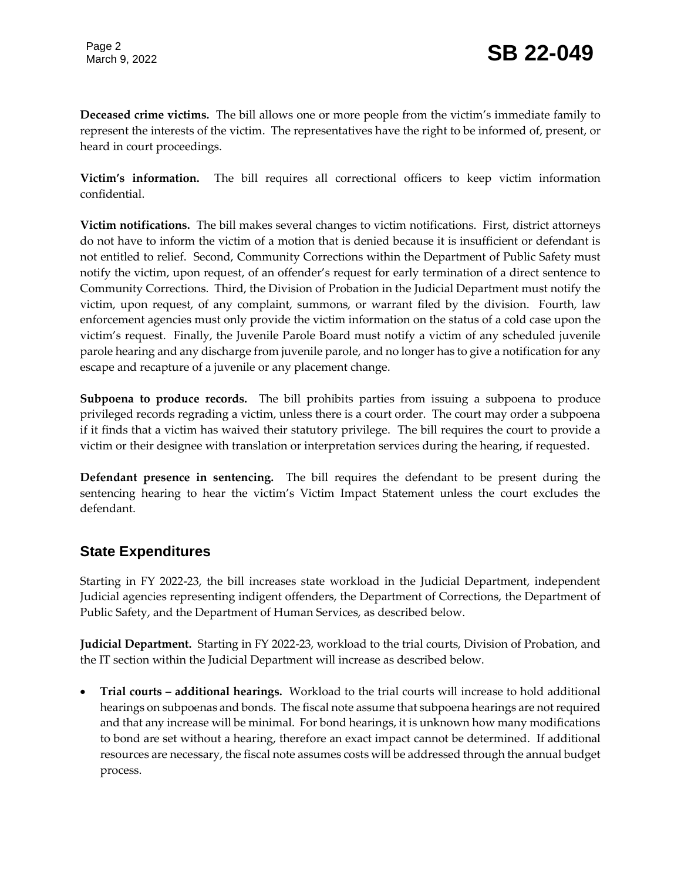**Deceased crime victims.** The bill allows one or more people from the victim's immediate family to represent the interests of the victim. The representatives have the right to be informed of, present, or heard in court proceedings.

**Victim's information.** The bill requires all correctional officers to keep victim information confidential.

**Victim notifications.** The bill makes several changes to victim notifications. First, district attorneys do not have to inform the victim of a motion that is denied because it is insufficient or defendant is not entitled to relief. Second, Community Corrections within the Department of Public Safety must notify the victim, upon request, of an offender's request for early termination of a direct sentence to Community Corrections. Third, the Division of Probation in the Judicial Department must notify the victim, upon request, of any complaint, summons, or warrant filed by the division. Fourth, law enforcement agencies must only provide the victim information on the status of a cold case upon the victim's request. Finally, the Juvenile Parole Board must notify a victim of any scheduled juvenile parole hearing and any discharge from juvenile parole, and no longer has to give a notification for any escape and recapture of a juvenile or any placement change.

**Subpoena to produce records.** The bill prohibits parties from issuing a subpoena to produce privileged records regrading a victim, unless there is a court order. The court may order a subpoena if it finds that a victim has waived their statutory privilege. The bill requires the court to provide a victim or their designee with translation or interpretation services during the hearing, if requested.

**Defendant presence in sentencing.** The bill requires the defendant to be present during the sentencing hearing to hear the victim's Victim Impact Statement unless the court excludes the defendant.

## State Expenditures

Starting in FY 2022-23, the bill increases state workload in the Judicial Department, independent Judicial agencies representing indigent offenders, the Department of Corrections, the Department of Public Safety, and the Department of Human Services, as described below.

**Judicial Department.** Starting in FY 2022-23, workload to the trial courts, Division of Probation, and the IT section within the Judicial Department will increase as described below.

- **Trial courts – additional hearings.** Workload to the trial courts will increase to hold additional hearings on subpoenas and bonds. The fiscal note assume that subpoena hearings are not required and that any increase will be minimal. For bond hearings, it is unknown how many modifications to bond are set without a hearing, therefore an exact impact cannot be determined. If additional resources are necessary, the fiscal note assumes costs will be addressed through the annual budget process.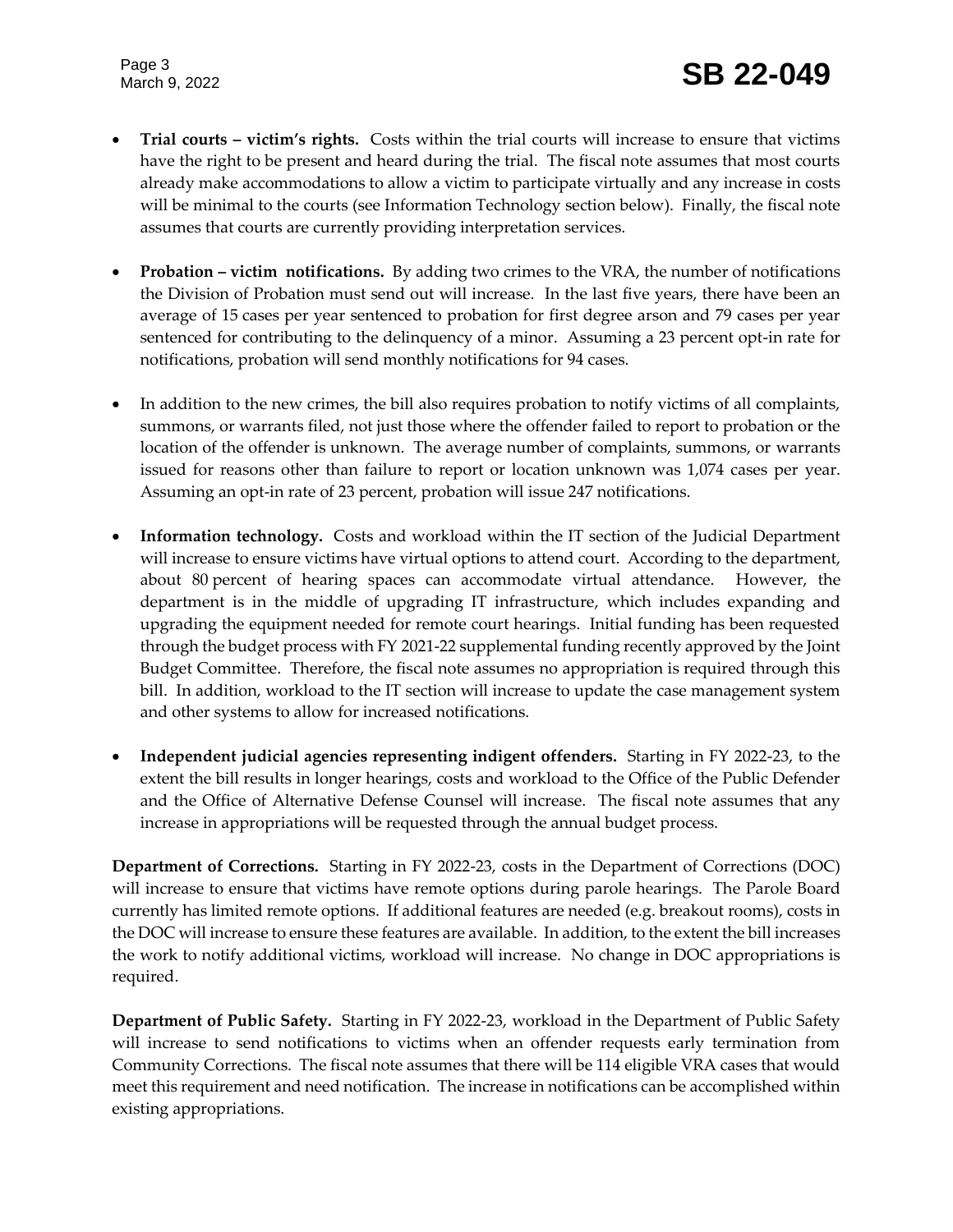- **Trial courts – victim's rights.** Costs within the trial courts will increase to ensure that victims have the right to be present and heard during the trial. The fiscal note assumes that most courts already make accommodations to allow a victim to participate virtually and any increase in costs will be minimal to the courts (see Information Technology section below). Finally, the fiscal note assumes that courts are currently providing interpretation services.

- **Probation – victim notifications.** By adding two crimes to the VRA, the number of notifications the Division of Probation must send out will increase. In the last five years, there have been an average of 15 cases per year sentenced to probation for first degree arson and 79 cases per year sentenced for contributing to the delinquency of a minor. Assuming a 23 percent opt-in rate for notifications, probation will send monthly notifications for 94 cases.

- In addition to the new crimes, the bill also requires probation to notify victims of all complaints, summons, or warrants filed, not just those where the offender failed to report to probation or the location of the offender is unknown. The average number of complaints, summons, or warrants issued for reasons other than failure to report or location unknown was 1,074 cases per year. Assuming an opt-in rate of 23 percent, probation will issue 247 notifications.

- **Information technology.** Costs and workload within the IT section of the Judicial Department will increase to ensure victims have virtual options to attend court. According to the department, about 80 percent of hearing spaces can accommodate virtual attendance. However, the department is in the middle of upgrading IT infrastructure, which includes expanding and upgrading the equipment needed for remote court hearings. Initial funding has been requested through the budget process with FY 2021-22 supplemental funding recently approved by the Joint Budget Committee. Therefore, the fiscal note assumes no appropriation is required through this bill. In addition, workload to the IT section will increase to update the case management system and other systems to allow for increased notifications.

- **Independent judicial agencies representing indigent offenders.** Starting in FY 2022-23, to the extent the bill results in longer hearings, costs and workload to the Office of the Public Defender and the Office of Alternative Defense Counsel will increase. The fiscal note assumes that any increase in appropriations will be requested through the annual budget process.

**Department of Corrections.** Starting in FY 2022-23, costs in the Department of Corrections (DOC) will increase to ensure that victims have remote options during parole hearings. The Parole Board currently has limited remote options. If additional features are needed (e.g. breakout rooms), costs in the DOC will increase to ensure these features are available. In addition, to the extent the bill increases the work to notify additional victims, workload will increase. No change in DOC appropriations is required.

**Department of Public Safety.** Starting in FY 2022-23, workload in the Department of Public Safety will increase to send notifications to victims when an offender requests early termination from Community Corrections. The fiscal note assumes that there will be 114 eligible VRA cases that would meet this requirement and need notification. The increase in notifications can be accomplished within existing appropriations.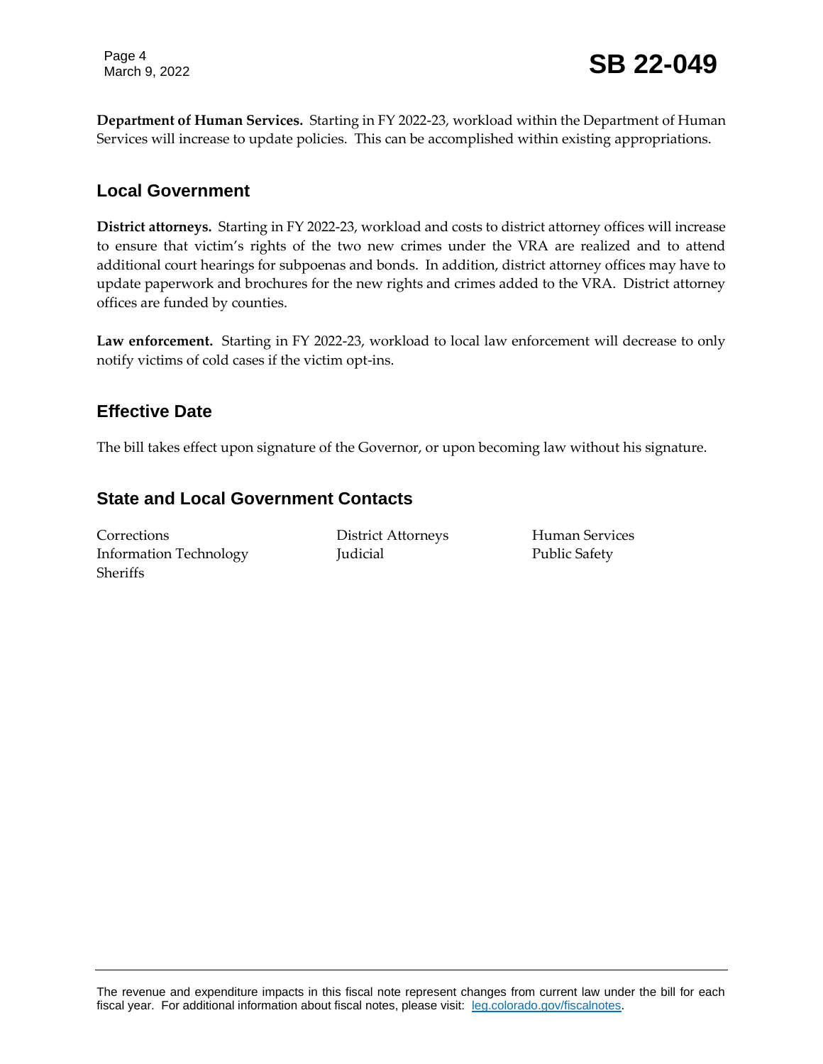**Department of Human Services.** Starting in FY 2022-23, workload within the Department of Human Services will increase to update policies. This can be accomplished within existing appropriations.

## Local Government

**District attorneys.** Starting in FY 2022-23, workload and costs to district attorney offices will increase to ensure that victim's rights of the two new crimes under the VRA are realized and to attend additional court hearings for subpoenas and bonds. In addition, district attorney offices may have to update paperwork and brochures for the new rights and crimes added to the VRA. District attorney offices are funded by counties.

**Law enforcement.** Starting in FY 2022-23, workload to local law enforcement will decrease to only notify victims of cold cases if the victim opt-ins.

## Effective Date

The bill takes effect upon signature of the Governor, or upon becoming law without his signature.

## State and Local Government Contacts

| | | |
|---|---|---|
| Corrections | District Attorneys | Human Services |
| Information Technology | Judicial | Public Safety |
| Sheriffs | | |

The revenue and expenditure impacts in this fiscal note represent changes from current law under the bill for each fiscal year. For additional information about fiscal notes, please visit: leg.colorado.gov/fiscalnotes.